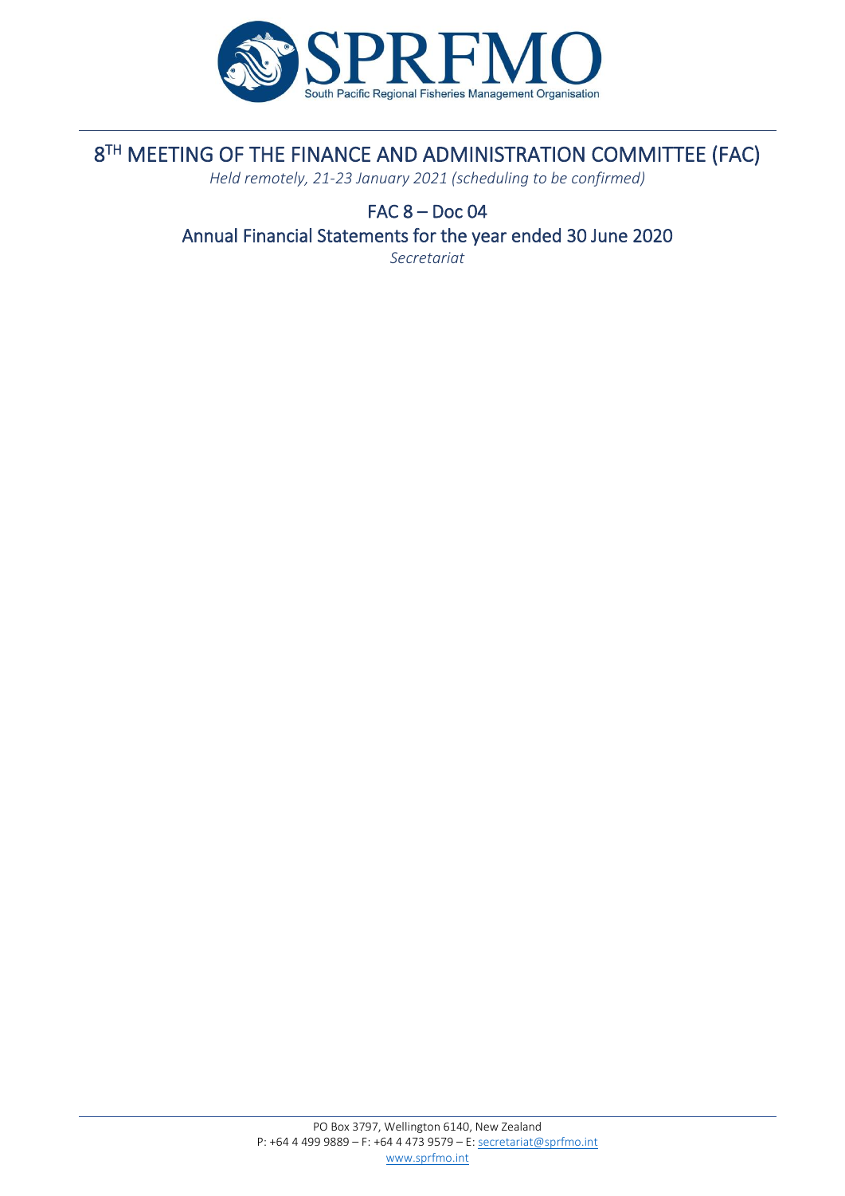# 8TH MEETING OF THE FINANCE AND ADMINISTRATION COMMITTEE (FAC)

*Held remotely, 21-23 January 2021 (scheduling to be confirmed)*

## FAC 8 – Doc 04

## Annual Financial Statements for the year ended 30 June 2020

*Secretariat*

PO Box 3797, Wellington 6140, New Zealand
P: +64 4 499 9889 – F: +64 4 473 9579 – E: secretariat@sprfmo.int
www.sprfmo.int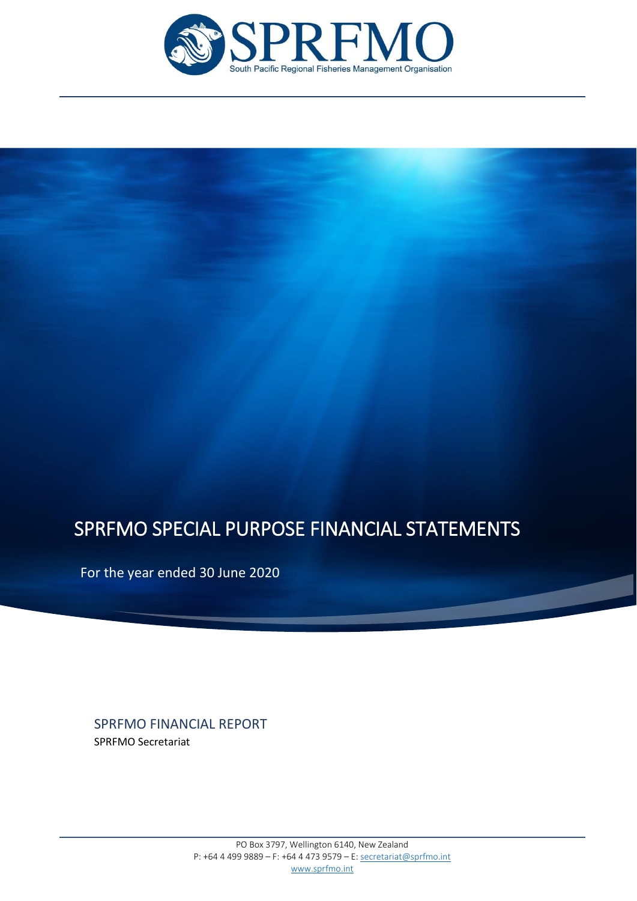# SPRFMO SPECIAL PURPOSE FINANCIAL STATEMENTS

For the year ended 30 June 2020

## SPRFMO FINANCIAL REPORT

SPRFMO Secretariat

PO Box 3797, Wellington 6140, New Zealand
P: +64 4 499 9889 – F: +64 4 473 9579 – E: secretariat@sprfmo.int
www.sprfmo.int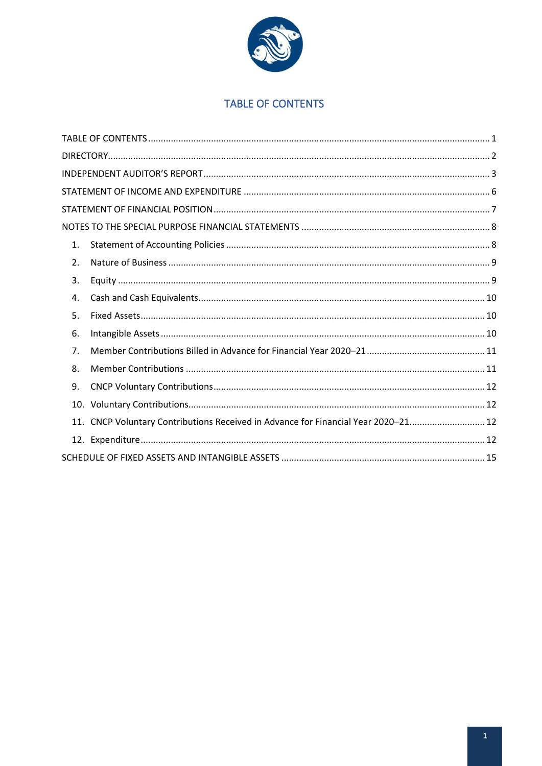# TABLE OF CONTENTS

TABLE OF CONTENTS ........................................................................................................................ 1
DIRECTORY........................................................................................................................................ 2
INDEPENDENT AUDITOR'S REPORT ................................................................................................. 3
STATEMENT OF INCOME AND EXPENDITURE ................................................................................. 6
STATEMENT OF FINANCIAL POSITION ............................................................................................. 7
NOTES TO THE SPECIAL PURPOSE FINANCIAL STATEMENTS ........................................................... 8

1. Statement of Accounting Policies ........................................................................................ 8
2. Nature of Business ............................................................................................................... 9
3. Equity .................................................................................................................................. 9
4. Cash and Cash Equivalents.................................................................................................. 10
5. Fixed Assets......................................................................................................................... 10
6. Intangible Assets ................................................................................................................. 10
7. Member Contributions Billed in Advance for Financial Year 2020–21 ............................................... 11
8. Member Contributions ....................................................................................................... 11
9. CNCP Voluntary Contributions............................................................................................ 12
10. Voluntary Contributions...................................................................................................... 12
11. CNCP Voluntary Contributions Received in Advance for Financial Year 2020–21.............................. 12
12. Expenditure......................................................................................................................... 12

SCHEDULE OF FIXED ASSETS AND INTANGIBLE ASSETS ................................................................. 15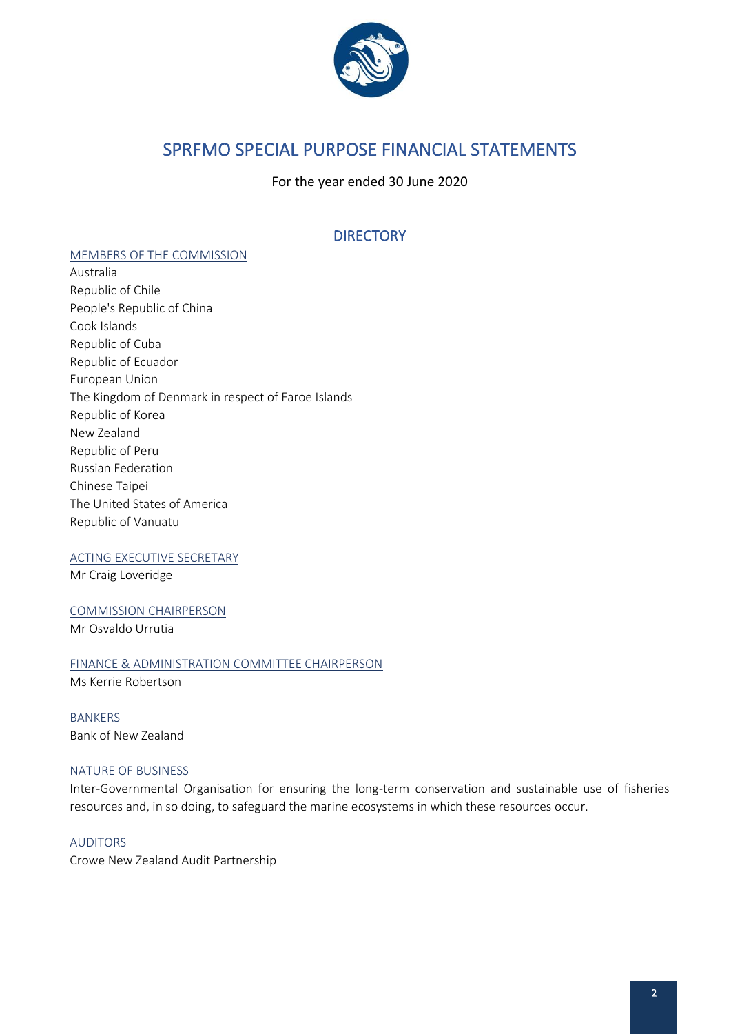# SPRFMO SPECIAL PURPOSE FINANCIAL STATEMENTS

For the year ended 30 June 2020

## DIRECTORY

### MEMBERS OF THE COMMISSION

Australia
Republic of Chile
People's Republic of China
Cook Islands
Republic of Cuba
Republic of Ecuador
European Union
The Kingdom of Denmark in respect of Faroe Islands
Republic of Korea
New Zealand
Republic of Peru
Russian Federation
Chinese Taipei
The United States of America
Republic of Vanuatu

### ACTING EXECUTIVE SECRETARY

Mr Craig Loveridge

### COMMISSION CHAIRPERSON

Mr Osvaldo Urrutia

### FINANCE & ADMINISTRATION COMMITTEE CHAIRPERSON

Ms Kerrie Robertson

### BANKERS

Bank of New Zealand

### NATURE OF BUSINESS

Inter-Governmental Organisation for ensuring the long-term conservation and sustainable use of fisheries resources and, in so doing, to safeguard the marine ecosystems in which these resources occur.

### AUDITORS

Crowe New Zealand Audit Partnership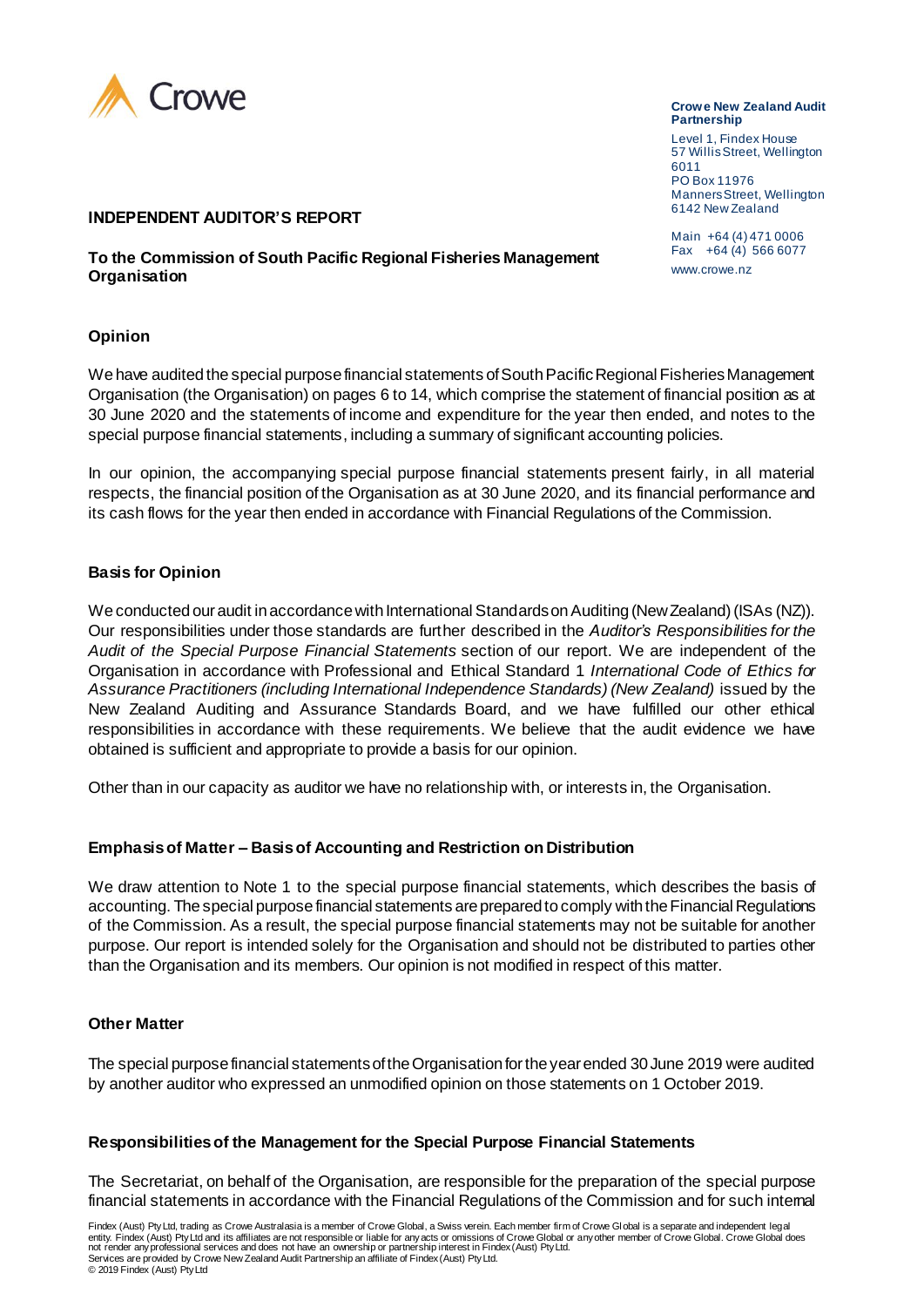Crowe

**Crowe New Zealand Audit Partnership**

Level 1, Findex House
57 Willis Street, Wellington 6011
PO Box 11976
Manners Street, Wellington 6142 New Zealand

Main +64 (4) 471 0006
Fax +64 (4) 566 6077

www.crowe.nz

## INDEPENDENT AUDITOR'S REPORT

### To the Commission of South Pacific Regional Fisheries Management Organisation

### Opinion

We have audited the special purpose financial statements of South Pacific Regional Fisheries Management Organisation (the Organisation) on pages 6 to 14, which comprise the statement of financial position as at 30 June 2020 and the statements of income and expenditure for the year then ended, and notes to the special purpose financial statements, including a summary of significant accounting policies.

In our opinion, the accompanying special purpose financial statements present fairly, in all material respects, the financial position of the Organisation as at 30 June 2020, and its financial performance and its cash flows for the year then ended in accordance with Financial Regulations of the Commission.

### Basis for Opinion

We conducted our audit in accordance with International Standards on Auditing (New Zealand) (ISAs (NZ)). Our responsibilities under those standards are further described in the *Auditor's Responsibilities for the Audit of the Special Purpose Financial Statements* section of our report. We are independent of the Organisation in accordance with Professional and Ethical Standard 1 *International Code of Ethics for Assurance Practitioners (including International Independence Standards) (New Zealand)* issued by the New Zealand Auditing and Assurance Standards Board, and we have fulfilled our other ethical responsibilities in accordance with these requirements. We believe that the audit evidence we have obtained is sufficient and appropriate to provide a basis for our opinion.

Other than in our capacity as auditor we have no relationship with, or interests in, the Organisation.

### Emphasis of Matter – Basis of Accounting and Restriction on Distribution

We draw attention to Note 1 to the special purpose financial statements, which describes the basis of accounting. The special purpose financial statements are prepared to comply with the Financial Regulations of the Commission. As a result, the special purpose financial statements may not be suitable for another purpose. Our report is intended solely for the Organisation and should not be distributed to parties other than the Organisation and its members. Our opinion is not modified in respect of this matter.

### Other Matter

The special purpose financial statements of the Organisation for the year ended 30 June 2019 were audited by another auditor who expressed an unmodified opinion on those statements on 1 October 2019.

### Responsibilities of the Management for the Special Purpose Financial Statements

The Secretariat, on behalf of the Organisation, are responsible for the preparation of the special purpose financial statements in accordance with the Financial Regulations of the Commission and for such internal

Findex (Aust) Pty Ltd, trading as Crowe Australasia is a member of Crowe Global, a Swiss verein. Each member firm of Crowe Global is a separate and independent legal entity. Findex (Aust) Pty Ltd and its affiliates are not responsible or liable for any acts or omissions of Crowe Global or any other member of Crowe Global. Crowe Global does not render any professional services and does not have an ownership or partnership interest in Findex (Aust) Pty Ltd.
Services are provided by Crowe New Zealand Audit Partnership an affiliate of Findex (Aust) Pty Ltd.
© 2019 Findex (Aust) Pty Ltd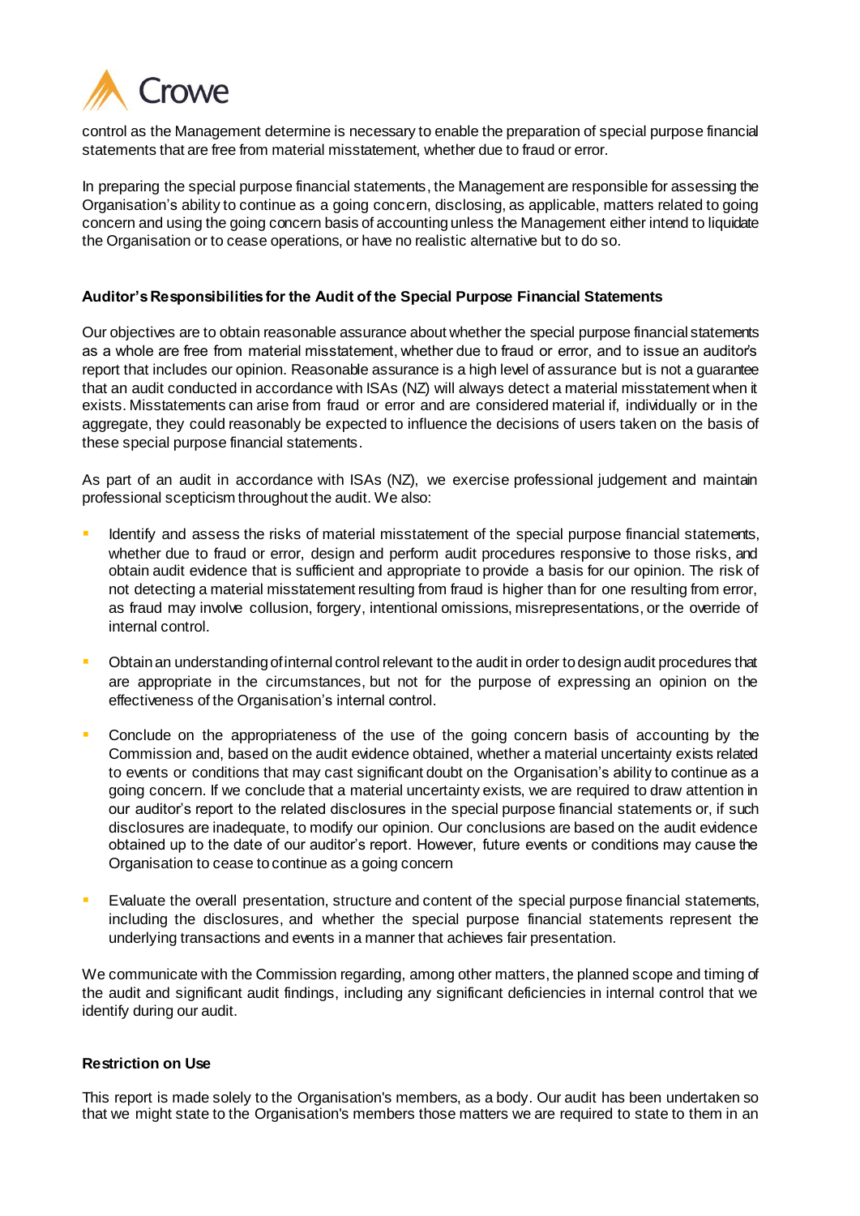control as the Management determine is necessary to enable the preparation of special purpose financial statements that are free from material misstatement, whether due to fraud or error.

In preparing the special purpose financial statements, the Management are responsible for assessing the Organisation's ability to continue as a going concern, disclosing, as applicable, matters related to going concern and using the going concern basis of accounting unless the Management either intend to liquidate the Organisation or to cease operations, or have no realistic alternative but to do so.

**Auditor's Responsibilities for the Audit of the Special Purpose Financial Statements**

Our objectives are to obtain reasonable assurance about whether the special purpose financial statements as a whole are free from material misstatement, whether due to fraud or error, and to issue an auditor's report that includes our opinion. Reasonable assurance is a high level of assurance but is not a guarantee that an audit conducted in accordance with ISAs (NZ) will always detect a material misstatement when it exists. Misstatements can arise from fraud or error and are considered material if, individually or in the aggregate, they could reasonably be expected to influence the decisions of users taken on the basis of these special purpose financial statements.

As part of an audit in accordance with ISAs (NZ), we exercise professional judgement and maintain professional scepticism throughout the audit. We also:

- Identify and assess the risks of material misstatement of the special purpose financial statements, whether due to fraud or error, design and perform audit procedures responsive to those risks, and obtain audit evidence that is sufficient and appropriate to provide a basis for our opinion. The risk of not detecting a material misstatement resulting from fraud is higher than for one resulting from error, as fraud may involve collusion, forgery, intentional omissions, misrepresentations, or the override of internal control.

- Obtain an understanding of internal control relevant to the audit in order to design audit procedures that are appropriate in the circumstances, but not for the purpose of expressing an opinion on the effectiveness of the Organisation's internal control.

- Conclude on the appropriateness of the use of the going concern basis of accounting by the Commission and, based on the audit evidence obtained, whether a material uncertainty exists related to events or conditions that may cast significant doubt on the Organisation's ability to continue as a going concern. If we conclude that a material uncertainty exists, we are required to draw attention in our auditor's report to the related disclosures in the special purpose financial statements or, if such disclosures are inadequate, to modify our opinion. Our conclusions are based on the audit evidence obtained up to the date of our auditor's report. However, future events or conditions may cause the Organisation to cease to continue as a going concern

- Evaluate the overall presentation, structure and content of the special purpose financial statements, including the disclosures, and whether the special purpose financial statements represent the underlying transactions and events in a manner that achieves fair presentation.

We communicate with the Commission regarding, among other matters, the planned scope and timing of the audit and significant audit findings, including any significant deficiencies in internal control that we identify during our audit.

**Restriction on Use**

This report is made solely to the Organisation's members, as a body. Our audit has been undertaken so that we might state to the Organisation's members those matters we are required to state to them in an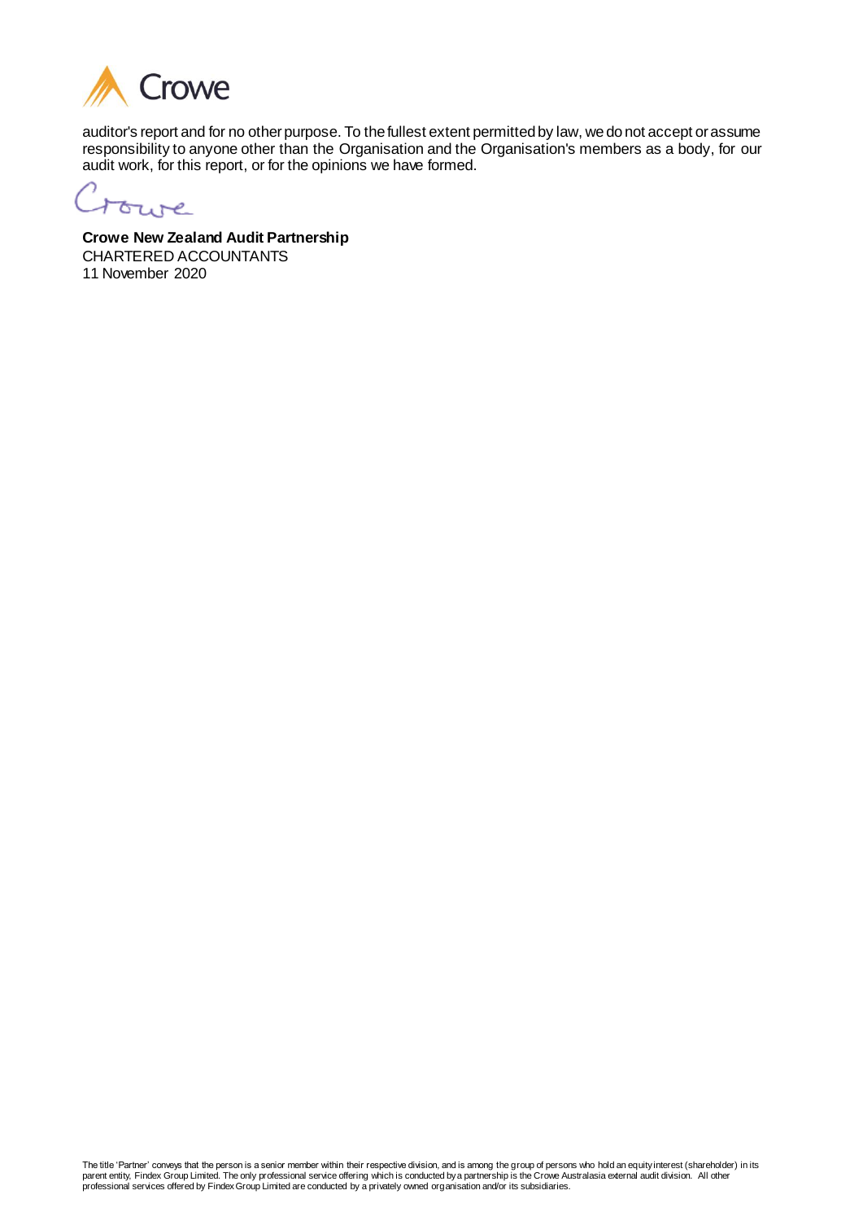auditor's report and for no other purpose. To the fullest extent permitted by law, we do not accept or assume responsibility to anyone other than the Organisation and the Organisation's members as a body, for our audit work, for this report, or for the opinions we have formed.

**Crowe New Zealand Audit Partnership**
CHARTERED ACCOUNTANTS
11 November 2020

The title 'Partner' conveys that the person is a senior member within their respective division, and is among the group of persons who hold an equity interest (shareholder) in its parent entity, Findex Group Limited. The only professional service offering which is conducted by a partnership is the Crowe Australasia external audit division. All other professional services offered by Findex Group Limited are conducted by a privately owned organisation and/or its subsidiaries.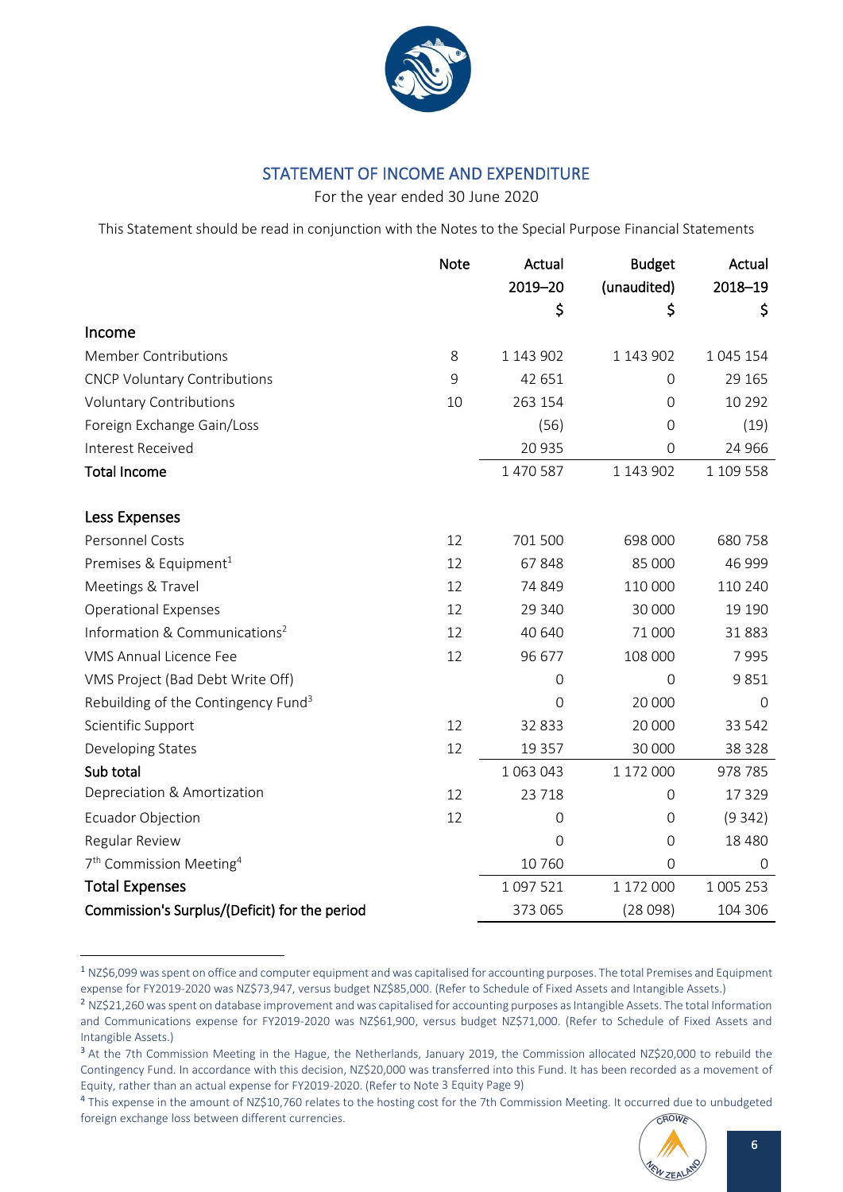## STATEMENT OF INCOME AND EXPENDITURE

For the year ended 30 June 2020

This Statement should be read in conjunction with the Notes to the Special Purpose Financial Statements

| | Note | Actual 2019–20 $ | Budget (unaudited) $ | Actual 2018–19 $ |
|---|---|---|---|---|
| **Income** | | | | |
| Member Contributions | 8 | 1 143 902 | 1 143 902 | 1 045 154 |
| CNCP Voluntary Contributions | 9 | 42 651 | 0 | 29 165 |
| Voluntary Contributions | 10 | 263 154 | 0 | 10 292 |
| Foreign Exchange Gain/Loss | | (56) | 0 | (19) |
| Interest Received | | 20 935 | 0 | 24 966 |
| **Total Income** | | 1 470 587 | 1 143 902 | 1 109 558 |
| | | | | |
| **Less Expenses** | | | | |
| Personnel Costs | 12 | 701 500 | 698 000 | 680 758 |
| Premises & Equipment[1] | 12 | 67 848 | 85 000 | 46 999 |
| Meetings & Travel | 12 | 74 849 | 110 000 | 110 240 |
| Operational Expenses | 12 | 29 340 | 30 000 | 19 190 |
| Information & Communications[2] | 12 | 40 640 | 71 000 | 31 883 |
| VMS Annual Licence Fee | 12 | 96 677 | 108 000 | 7 995 |
| VMS Project (Bad Debt Write Off) | | 0 | 0 | 9 851 |
| Rebuilding of the Contingency Fund[3] | | 0 | 20 000 | 0 |
| Scientific Support | 12 | 32 833 | 20 000 | 33 542 |
| Developing States | 12 | 19 357 | 30 000 | 38 328 |
| **Sub total** | | 1 063 043 | 1 172 000 | 978 785 |
| Depreciation & Amortization | 12 | 23 718 | 0 | 17 329 |
| Ecuador Objection | 12 | 0 | 0 | (9 342) |
| Regular Review | | 0 | 0 | 18 480 |
| 7th Commission Meeting[4] | | 10 760 | 0 | 0 |
| **Total Expenses** | | 1 097 521 | 1 172 000 | 1 005 253 |
| **Commission's Surplus/(Deficit) for the period** | | 373 065 | (28 098) | 104 306 |

---

[1] NZ$6,099 was spent on office and computer equipment and was capitalised for accounting purposes. The total Premises and Equipment expense for FY2019-2020 was NZ$73,947, versus budget NZ$85,000. (Refer to Schedule of Fixed Assets and Intangible Assets.)

[2] NZ$21,260 was spent on database improvement and was capitalised for accounting purposes as Intangible Assets. The total Information and Communications expense for FY2019-2020 was NZ$61,900, versus budget NZ$71,000. (Refer to Schedule of Fixed Assets and Intangible Assets.)

[3] At the 7th Commission Meeting in the Hague, the Netherlands, January 2019, the Commission allocated NZ$20,000 to rebuild the Contingency Fund. In accordance with this decision, NZ$20,000 was transferred into this Fund. It has been recorded as a movement of Equity, rather than an actual expense for FY2019-2020. (Refer to Note 3 Equity Page 9)

[4] This expense in the amount of NZ$10,760 relates to the hosting cost for the 7th Commission Meeting. It occurred due to unbudgeted foreign exchange loss between different currencies.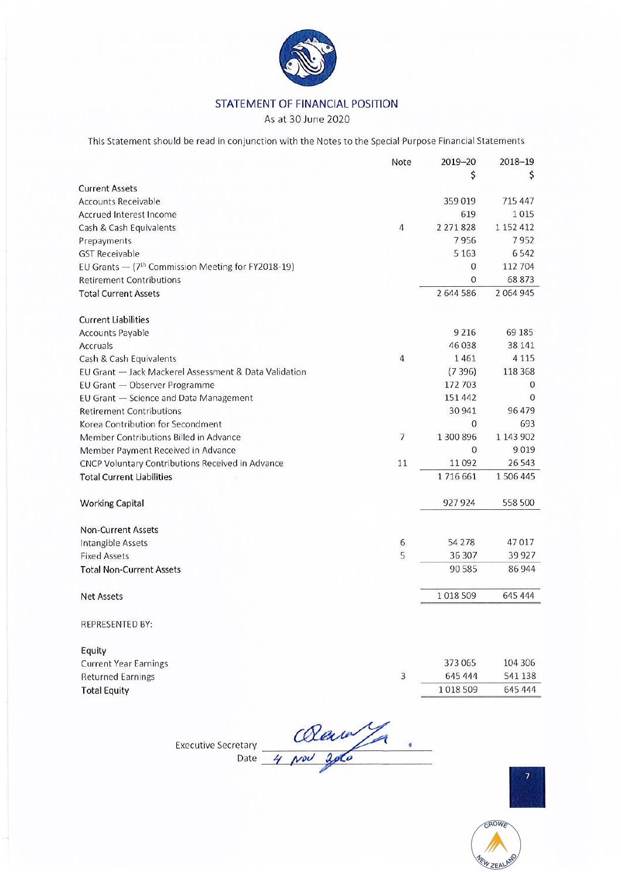# STATEMENT OF FINANCIAL POSITION

As at 30 June 2020

This Statement should be read in conjunction with the Notes to the Special Purpose Financial Statements

| | Note | 2019–20<br>$ | 2018–19<br>$ |
|---|---|---|---|
| **Current Assets** | | | |
| Accounts Receivable | | 359 019 | 715 447 |
| Accrued Interest Income | | 619 | 1 015 |
| Cash & Cash Equivalents | 4 | 2 271 828 | 1 152 412 |
| Prepayments | | 7 956 | 7 952 |
| GST Receivable | | 5 163 | 6 542 |
| EU Grants – (7th Commission Meeting for FY2018-19) | | 0 | 112 704 |
| Retirement Contributions | | 0 | 68 873 |
| Total Current Assets | | 2 644 586 | 2 064 945 |
| | | | |
| **Current Liabilities** | | | |
| Accounts Payable | | 9 216 | 69 185 |
| Accruals | | 46 038 | 38 141 |
| Cash & Cash Equivalents | 4 | 1 461 | 4 115 |
| EU Grant – Jack Mackerel Assessment & Data Validation | | (7 396) | 118 368 |
| EU Grant – Observer Programme | | 172 703 | 0 |
| EU Grant – Science and Data Management | | 151 442 | 0 |
| Retirement Contributions | | 30 941 | 96 479 |
| Korea Contribution for Secondment | | 0 | 693 |
| Member Contributions Billed in Advance | 7 | 1 300 896 | 1 143 902 |
| Member Payment Received in Advance | | 0 | 9 019 |
| CNCP Voluntary Contributions Received in Advance | 11 | 11 092 | 26 543 |
| Total Current Liabilities | | 1 716 661 | 1 506 445 |
| | | | |
| Working Capital | | 927 924 | 558 500 |
| | | | |
| **Non-Current Assets** | | | |
| Intangible Assets | 6 | 54 278 | 47 017 |
| Fixed Assets | 5 | 36 307 | 39 927 |
| Total Non-Current Assets | | 90 585 | 86 944 |
| | | | |
| Net Assets | | 1 018 509 | 645 444 |
| | | | |
| REPRESENTED BY: | | | |
| | | | |
| **Equity** | | | |
| Current Year Earnings | | 373 065 | 104 306 |
| Returned Earnings | 3 | 645 444 | 541 138 |
| Total Equity | | 1 018 509 | 645 444 |

Executive Secretary _______________

Date 4 Nov 2020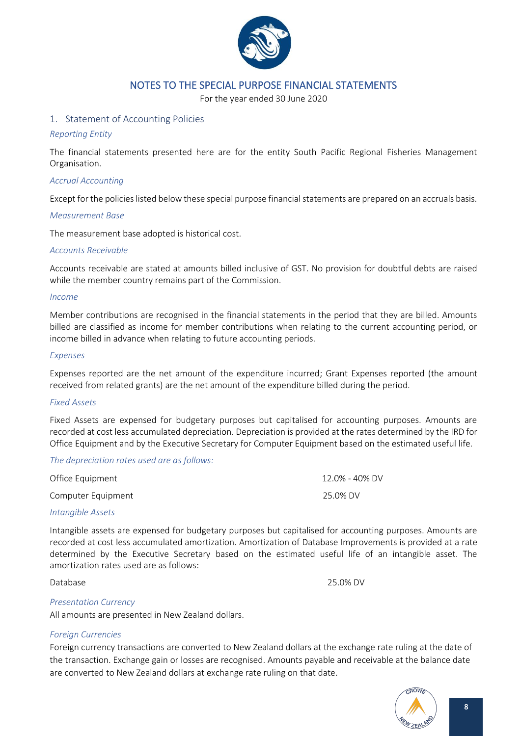# NOTES TO THE SPECIAL PURPOSE FINANCIAL STATEMENTS

For the year ended 30 June 2020

## 1. Statement of Accounting Policies

### *Reporting Entity*

The financial statements presented here are for the entity South Pacific Regional Fisheries Management Organisation.

### *Accrual Accounting*

Except for the policies listed below these special purpose financial statements are prepared on an accruals basis.

### *Measurement Base*

The measurement base adopted is historical cost.

### *Accounts Receivable*

Accounts receivable are stated at amounts billed inclusive of GST. No provision for doubtful debts are raised while the member country remains part of the Commission.

### *Income*

Member contributions are recognised in the financial statements in the period that they are billed. Amounts billed are classified as income for member contributions when relating to the current accounting period, or income billed in advance when relating to future accounting periods.

### *Expenses*

Expenses reported are the net amount of the expenditure incurred; Grant Expenses reported (the amount received from related grants) are the net amount of the expenditure billed during the period.

### *Fixed Assets*

Fixed Assets are expensed for budgetary purposes but capitalised for accounting purposes. Amounts are recorded at cost less accumulated depreciation. Depreciation is provided at the rates determined by the IRD for Office Equipment and by the Executive Secretary for Computer Equipment based on the estimated useful life.

*The depreciation rates used are as follows:*

| | |
|---|---|
| Office Equipment | 12.0% - 40% DV |
| Computer Equipment | 25.0% DV |

### *Intangible Assets*

Intangible assets are expensed for budgetary purposes but capitalised for accounting purposes. Amounts are recorded at cost less accumulated amortization. Amortization of Database Improvements is provided at a rate determined by the Executive Secretary based on the estimated useful life of an intangible asset. The amortization rates used are as follows:

| | |
|---|---|
| Database | 25.0% DV |

### *Presentation Currency*

All amounts are presented in New Zealand dollars.

### *Foreign Currencies*

Foreign currency transactions are converted to New Zealand dollars at the exchange rate ruling at the date of the transaction. Exchange gain or losses are recognised. Amounts payable and receivable at the balance date are converted to New Zealand dollars at exchange rate ruling on that date.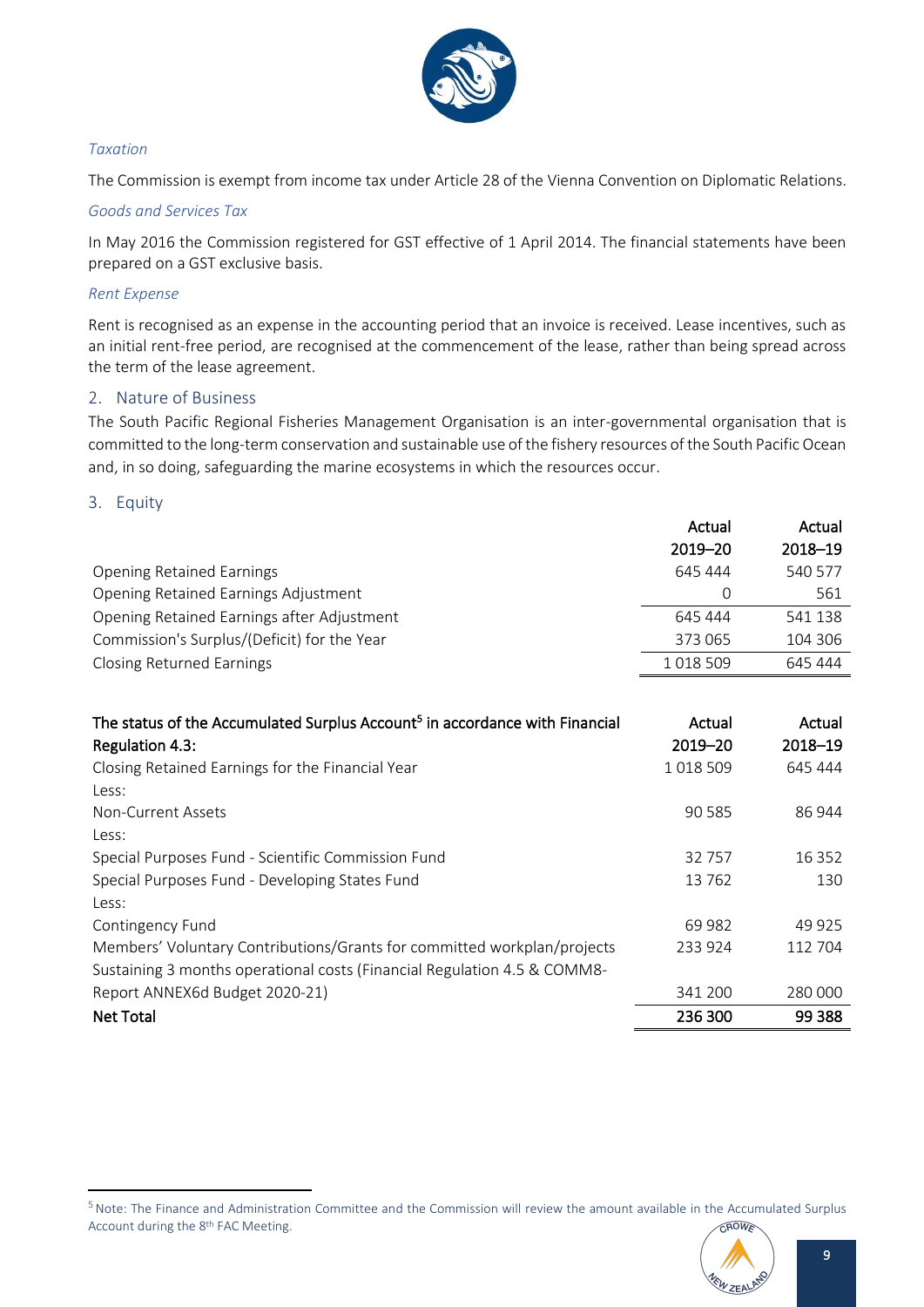*Taxation*

The Commission is exempt from income tax under Article 28 of the Vienna Convention on Diplomatic Relations.

*Goods and Services Tax*

In May 2016 the Commission registered for GST effective of 1 April 2014. The financial statements have been prepared on a GST exclusive basis.

*Rent Expense*

Rent is recognised as an expense in the accounting period that an invoice is received. Lease incentives, such as an initial rent-free period, are recognised at the commencement of the lease, rather than being spread across the term of the lease agreement.

## 2. Nature of Business

The South Pacific Regional Fisheries Management Organisation is an inter-governmental organisation that is committed to the long-term conservation and sustainable use of the fishery resources of the South Pacific Ocean and, in so doing, safeguarding the marine ecosystems in which the resources occur.

## 3. Equity

| | Actual 2019–20 | Actual 2018–19 |
|---|---|---|
| Opening Retained Earnings | 645 444 | 540 577 |
| Opening Retained Earnings Adjustment | 0 | 561 |
| Opening Retained Earnings after Adjustment | 645 444 | 541 138 |
| Commission's Surplus/(Deficit) for the Year | 373 065 | 104 306 |
| Closing Returned Earnings | 1 018 509 | 645 444 |

| **The status of the Accumulated Surplus Account[5] in accordance with Financial Regulation 4.3:** | **Actual 2019–20** | **Actual 2018–19** |
|---|---|---|
| Closing Retained Earnings for the Financial Year | 1 018 509 | 645 444 |
| Less: | | |
| Non-Current Assets | 90 585 | 86 944 |
| Less: | | |
| Special Purposes Fund - Scientific Commission Fund | 32 757 | 16 352 |
| Special Purposes Fund - Developing States Fund | 13 762 | 130 |
| Less: | | |
| Contingency Fund | 69 982 | 49 925 |
| Members' Voluntary Contributions/Grants for committed workplan/projects | 233 924 | 112 704 |
| Sustaining 3 months operational costs (Financial Regulation 4.5 & COMM8-Report ANNEX6d Budget 2020-21) | 341 200 | 280 000 |
| **Net Total** | **236 300** | **99 388** |

[5] Note: The Finance and Administration Committee and the Commission will review the amount available in the Accumulated Surplus Account during the 8th FAC Meeting.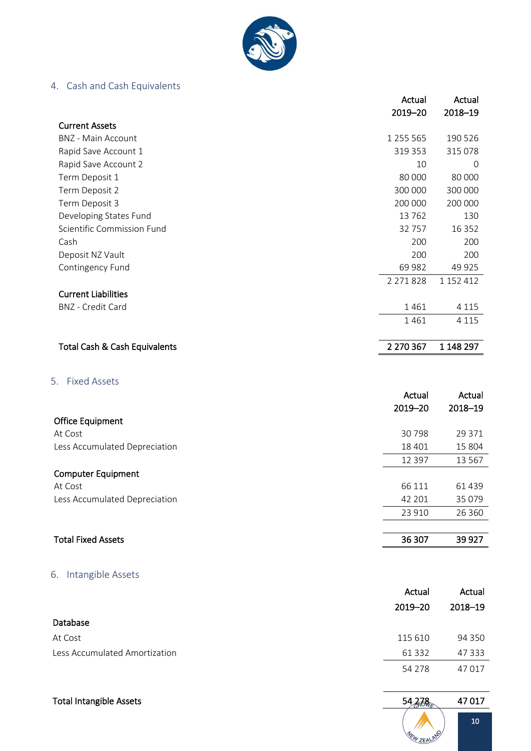## 4. Cash and Cash Equivalents

| | Actual 2019–20 | Actual 2018–19 |
|---|---|---|
| **Current Assets** | | |
| BNZ - Main Account | 1 255 565 | 190 526 |
| Rapid Save Account 1 | 319 353 | 315 078 |
| Rapid Save Account 2 | 10 | 0 |
| Term Deposit 1 | 80 000 | 80 000 |
| Term Deposit 2 | 300 000 | 300 000 |
| Term Deposit 3 | 200 000 | 200 000 |
| Developing States Fund | 13 762 | 130 |
| Scientific Commission Fund | 32 757 | 16 352 |
| Cash | 200 | 200 |
| Deposit NZ Vault | 200 | 200 |
| Contingency Fund | 69 982 | 49 925 |
| | 2 271 828 | 1 152 412 |
| **Current Liabilities** | | |
| BNZ - Credit Card | 1 461 | 4 115 |
| | 1 461 | 4 115 |
| **Total Cash & Cash Equivalents** | **2 270 367** | **1 148 297** |

## 5. Fixed Assets

| | Actual 2019–20 | Actual 2018–19 |
|---|---|---|
| **Office Equipment** | | |
| At Cost | 30 798 | 29 371 |
| Less Accumulated Depreciation | 18 401 | 15 804 |
| | 12 397 | 13 567 |
| **Computer Equipment** | | |
| At Cost | 66 111 | 61 439 |
| Less Accumulated Depreciation | 42 201 | 35 079 |
| | 23 910 | 26 360 |
| **Total Fixed Assets** | **36 307** | **39 927** |

## 6. Intangible Assets

| | Actual 2019–20 | Actual 2018–19 |
|---|---|---|
| **Database** | | |
| At Cost | 115 610 | 94 350 |
| Less Accumulated Amortization | 61 332 | 47 333 |
| | 54 278 | 47 017 |
| **Total Intangible Assets** | **54 278** | **47 017** |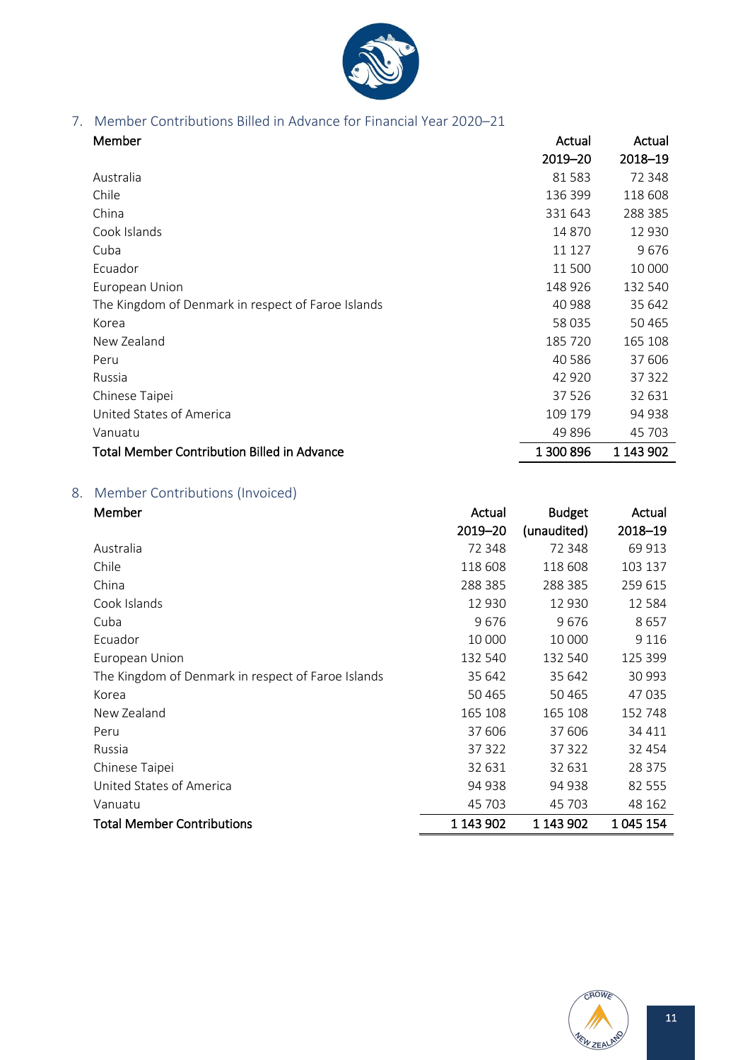## 7. Member Contributions Billed in Advance for Financial Year 2020–21

| Member | Actual 2019–20 | Actual 2018–19 |
|---|---|---|
| Australia | 81 583 | 72 348 |
| Chile | 136 399 | 118 608 |
| China | 331 643 | 288 385 |
| Cook Islands | 14 870 | 12 930 |
| Cuba | 11 127 | 9 676 |
| Ecuador | 11 500 | 10 000 |
| European Union | 148 926 | 132 540 |
| The Kingdom of Denmark in respect of Faroe Islands | 40 988 | 35 642 |
| Korea | 58 035 | 50 465 |
| New Zealand | 185 720 | 165 108 |
| Peru | 40 586 | 37 606 |
| Russia | 42 920 | 37 322 |
| Chinese Taipei | 37 526 | 32 631 |
| United States of America | 109 179 | 94 938 |
| Vanuatu | 49 896 | 45 703 |
| **Total Member Contribution Billed in Advance** | **1 300 896** | **1 143 902** |

## 8. Member Contributions (Invoiced)

| Member | Actual 2019–20 | Budget (unaudited) | Actual 2018–19 |
|---|---|---|---|
| Australia | 72 348 | 72 348 | 69 913 |
| Chile | 118 608 | 118 608 | 103 137 |
| China | 288 385 | 288 385 | 259 615 |
| Cook Islands | 12 930 | 12 930 | 12 584 |
| Cuba | 9 676 | 9 676 | 8 657 |
| Ecuador | 10 000 | 10 000 | 9 116 |
| European Union | 132 540 | 132 540 | 125 399 |
| The Kingdom of Denmark in respect of Faroe Islands | 35 642 | 35 642 | 30 993 |
| Korea | 50 465 | 50 465 | 47 035 |
| New Zealand | 165 108 | 165 108 | 152 748 |
| Peru | 37 606 | 37 606 | 34 411 |
| Russia | 37 322 | 37 322 | 32 454 |
| Chinese Taipei | 32 631 | 32 631 | 28 375 |
| United States of America | 94 938 | 94 938 | 82 555 |
| Vanuatu | 45 703 | 45 703 | 48 162 |
| **Total Member Contributions** | **1 143 902** | **1 143 902** | **1 045 154** |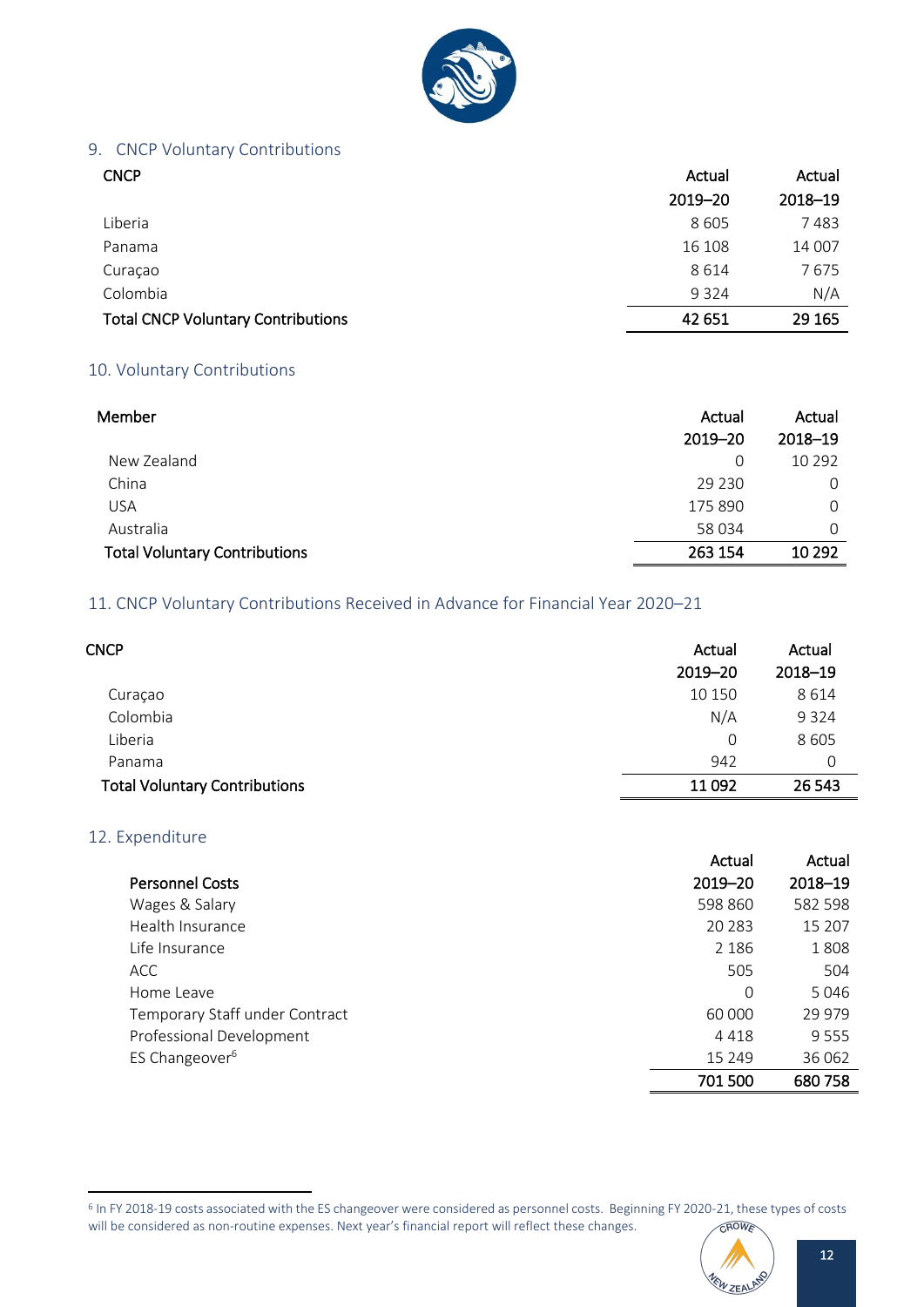## 9. CNCP Voluntary Contributions

| CNCP | Actual 2019–20 | Actual 2018–19 |
|---|---|---|
| Liberia | 8 605 | 7 483 |
| Panama | 16 108 | 14 007 |
| Curaçao | 8 614 | 7 675 |
| Colombia | 9 324 | N/A |
| **Total CNCP Voluntary Contributions** | **42 651** | **29 165** |

## 10. Voluntary Contributions

| Member | Actual 2019–20 | Actual 2018–19 |
|---|---|---|
| New Zealand | 0 | 10 292 |
| China | 29 230 | 0 |
| USA | 175 890 | 0 |
| Australia | 58 034 | 0 |
| **Total Voluntary Contributions** | **263 154** | **10 292** |

## 11. CNCP Voluntary Contributions Received in Advance for Financial Year 2020–21

| CNCP | Actual 2019–20 | Actual 2018–19 |
|---|---|---|
| Curaçao | 10 150 | 8 614 |
| Colombia | N/A | 9 324 |
| Liberia | 0 | 8 605 |
| Panama | 942 | 0 |
| **Total Voluntary Contributions** | **11 092** | **26 543** |

## 12. Expenditure

| Personnel Costs | Actual 2019–20 | Actual 2018–19 |
|---|---|---|
| Wages & Salary | 598 860 | 582 598 |
| Health Insurance | 20 283 | 15 207 |
| Life Insurance | 2 186 | 1 808 |
| ACC | 505 | 504 |
| Home Leave | 0 | 5 046 |
| Temporary Staff under Contract | 60 000 | 29 979 |
| Professional Development | 4 418 | 9 555 |
| ES Changeover[6] | 15 249 | 36 062 |
| | **701 500** | **680 758** |

[6] In FY 2018-19 costs associated with the ES changeover were considered as personnel costs. Beginning FY 2020-21, these types of costs will be considered as non-routine expenses. Next year's financial report will reflect these changes.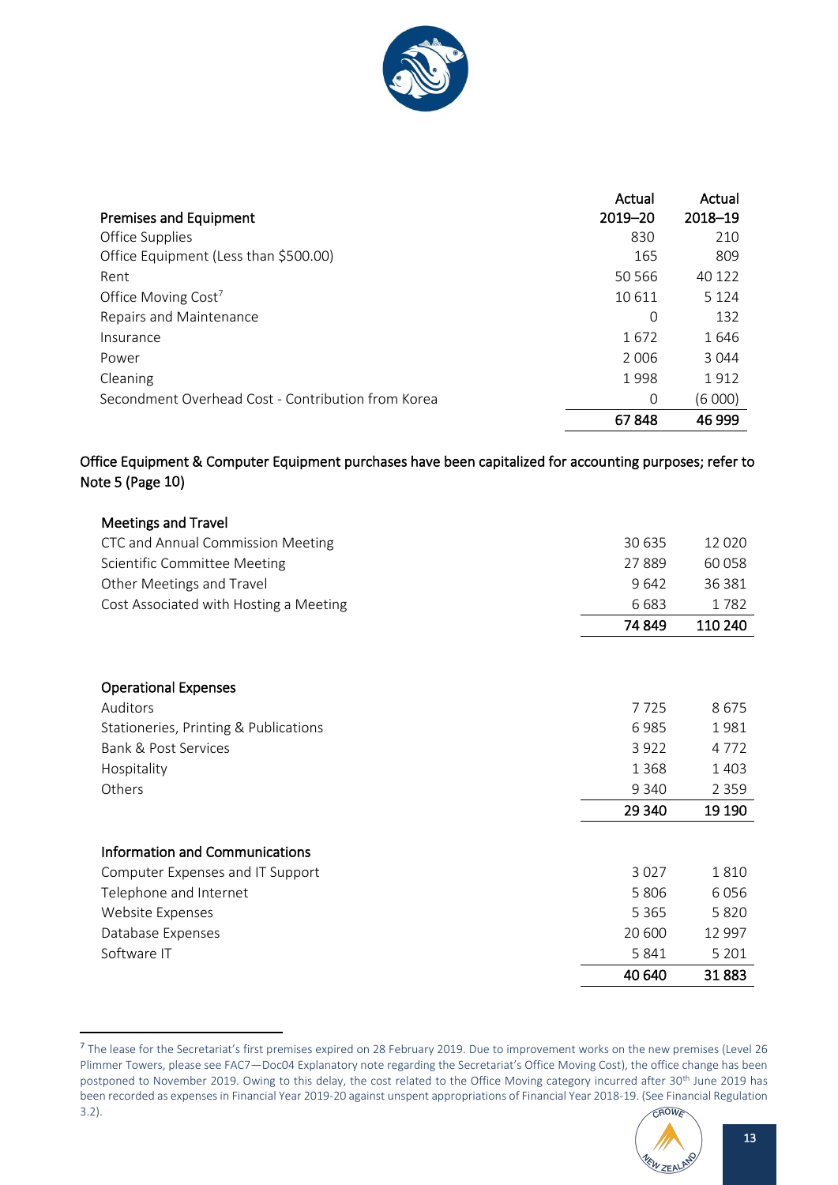| Premises and Equipment | Actual 2019–20 | Actual 2018–19 |
|---|---|---|
| Office Supplies | 830 | 210 |
| Office Equipment (Less than $500.00) | 165 | 809 |
| Rent | 50 566 | 40 122 |
| Office Moving Cost[7] | 10 611 | 5 124 |
| Repairs and Maintenance | 0 | 132 |
| Insurance | 1 672 | 1 646 |
| Power | 2 006 | 3 044 |
| Cleaning | 1 998 | 1 912 |
| Secondment Overhead Cost - Contribution from Korea | 0 | (6 000) |
| | **67 848** | **46 999** |

Office Equipment & Computer Equipment purchases have been capitalized for accounting purposes; refer to Note 5 (Page 10)

| Meetings and Travel | | |
|---|---|---|
| CTC and Annual Commission Meeting | 30 635 | 12 020 |
| Scientific Committee Meeting | 27 889 | 60 058 |
| Other Meetings and Travel | 9 642 | 36 381 |
| Cost Associated with Hosting a Meeting | 6 683 | 1 782 |
| | **74 849** | **110 240** |

| Operational Expenses | | |
|---|---|---|
| Auditors | 7 725 | 8 675 |
| Stationeries, Printing & Publications | 6 985 | 1 981 |
| Bank & Post Services | 3 922 | 4 772 |
| Hospitality | 1 368 | 1 403 |
| Others | 9 340 | 2 359 |
| | **29 340** | **19 190** |

| Information and Communications | | |
|---|---|---|
| Computer Expenses and IT Support | 3 027 | 1 810 |
| Telephone and Internet | 5 806 | 6 056 |
| Website Expenses | 5 365 | 5 820 |
| Database Expenses | 20 600 | 12 997 |
| Software IT | 5 841 | 5 201 |
| | **40 640** | **31 883** |

[7] The lease for the Secretariat's first premises expired on 28 February 2019. Due to improvement works on the new premises (Level 26 Plimmer Towers, please see FAC7—Doc04 Explanatory note regarding the Secretariat's Office Moving Cost), the office change has been postponed to November 2019. Owing to this delay, the cost related to the Office Moving category incurred after 30th June 2019 has been recorded as expenses in Financial Year 2019-20 against unspent appropriations of Financial Year 2018-19. (See Financial Regulation 3.2).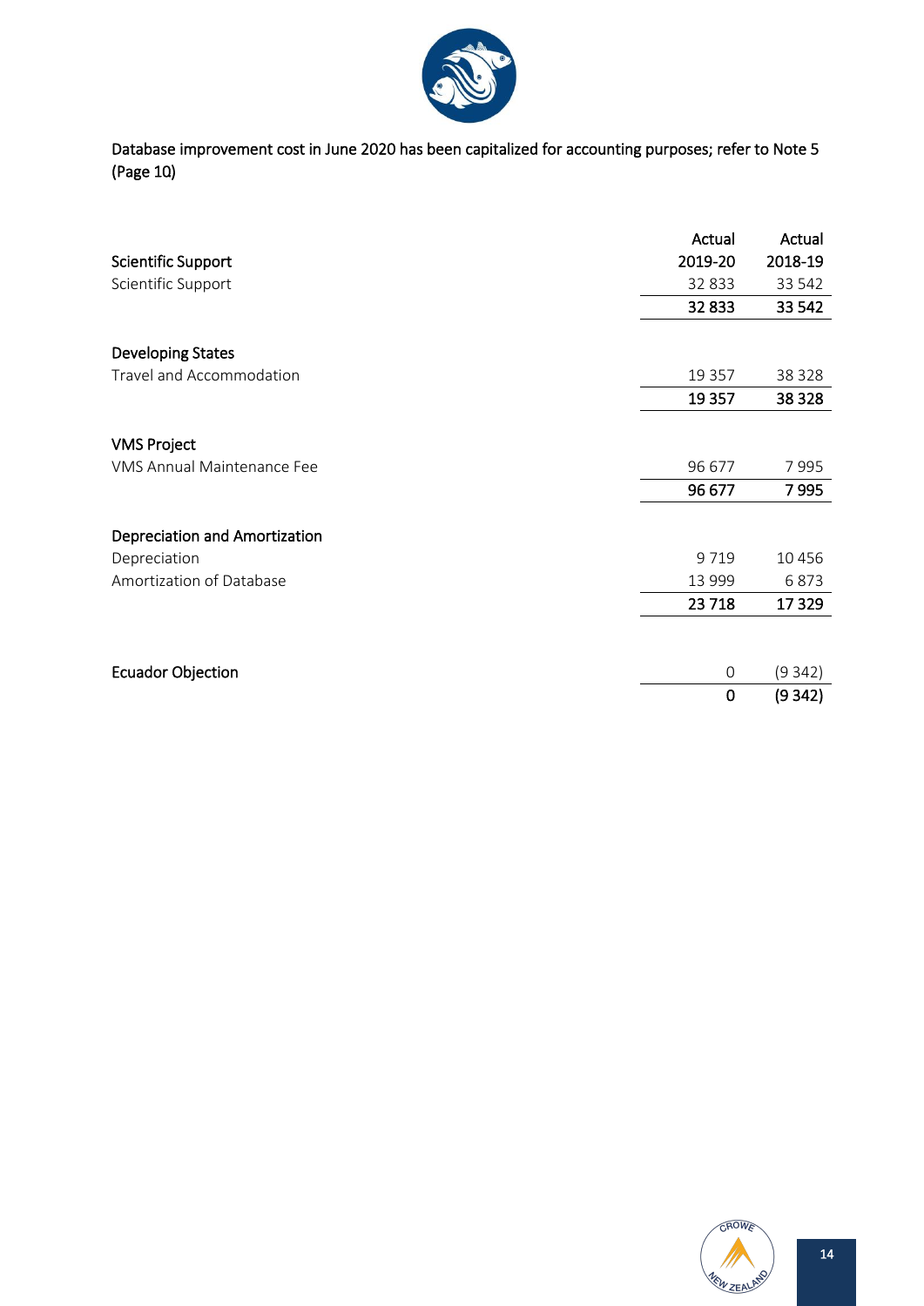Database improvement cost in June 2020 has been capitalized for accounting purposes; refer to Note 5 (Page 10)

| | Actual 2019-20 | Actual 2018-19 |
|---|---|---|
| **Scientific Support** | | |
| Scientific Support | 32 833 | 33 542 |
| | **32 833** | **33 542** |
| **Developing States** | | |
| Travel and Accommodation | 19 357 | 38 328 |
| | **19 357** | **38 328** |
| **VMS Project** | | |
| VMS Annual Maintenance Fee | 96 677 | 7 995 |
| | **96 677** | **7 995** |
| **Depreciation and Amortization** | | |
| Depreciation | 9 719 | 10 456 |
| Amortization of Database | 13 999 | 6 873 |
| | **23 718** | **17 329** |
| **Ecuador Objection** | 0 | (9 342) |
| | **0** | **(9 342)** |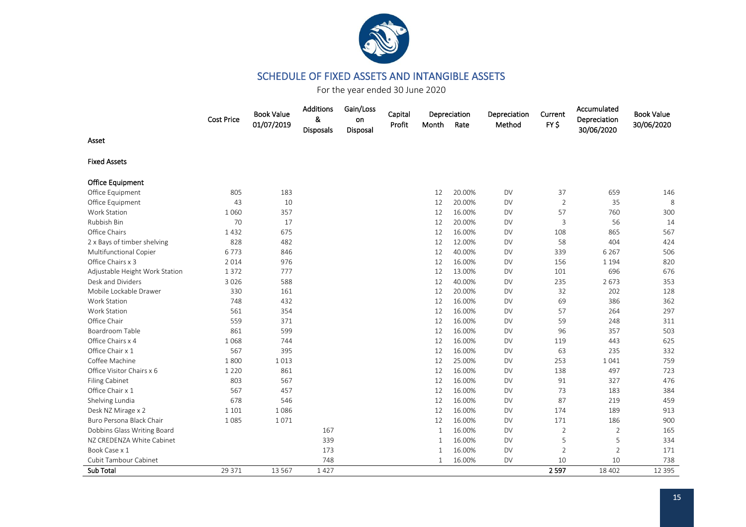## SCHEDULE OF FIXED ASSETS AND INTANGIBLE ASSETS

For the year ended 30 June 2020

| Asset | Cost Price | Book Value 01/07/2019 | Additions & Disposals | Gain/Loss on Disposal | Capital Profit | Depreciation Month | Depreciation Rate | Depreciation Method | Current FY $ | Accumulated Depreciation 30/06/2020 | Book Value 30/06/2020 |
|---|---|---|---|---|---|---|---|---|---|---|---|
| **Fixed Assets** | | | | | | | | | | | |
| **Office Equipment** | | | | | | | | | | | |
| Office Equipment | 805 | 183 | | | | 12 | 20.00% | DV | 37 | 659 | 146 |
| Office Equipment | 43 | 10 | | | | 12 | 20.00% | DV | 2 | 35 | 8 |
| Work Station | 1 060 | 357 | | | | 12 | 16.00% | DV | 57 | 760 | 300 |
| Rubbish Bin | 70 | 17 | | | | 12 | 20.00% | DV | 3 | 56 | 14 |
| Office Chairs | 1 432 | 675 | | | | 12 | 16.00% | DV | 108 | 865 | 567 |
| 2 x Bays of timber shelving | 828 | 482 | | | | 12 | 12.00% | DV | 58 | 404 | 424 |
| Multifunctional Copier | 6 773 | 846 | | | | 12 | 40.00% | DV | 339 | 6 267 | 506 |
| Office Chairs x 3 | 2 014 | 976 | | | | 12 | 16.00% | DV | 156 | 1 194 | 820 |
| Adjustable Height Work Station | 1 372 | 777 | | | | 12 | 13.00% | DV | 101 | 696 | 676 |
| Desk and Dividers | 3 026 | 588 | | | | 12 | 40.00% | DV | 235 | 2 673 | 353 |
| Mobile Lockable Drawer | 330 | 161 | | | | 12 | 20.00% | DV | 32 | 202 | 128 |
| Work Station | 748 | 432 | | | | 12 | 16.00% | DV | 69 | 386 | 362 |
| Work Station | 561 | 354 | | | | 12 | 16.00% | DV | 57 | 264 | 297 |
| Office Chair | 559 | 371 | | | | 12 | 16.00% | DV | 59 | 248 | 311 |
| Boardroom Table | 861 | 599 | | | | 12 | 16.00% | DV | 96 | 357 | 503 |
| Office Chairs x 4 | 1 068 | 744 | | | | 12 | 16.00% | DV | 119 | 443 | 625 |
| Office Chair x 1 | 567 | 395 | | | | 12 | 16.00% | DV | 63 | 235 | 332 |
| Coffee Machine | 1 800 | 1 013 | | | | 12 | 25.00% | DV | 253 | 1 041 | 759 |
| Office Visitor Chairs x 6 | 1 220 | 861 | | | | 12 | 16.00% | DV | 138 | 497 | 723 |
| Filing Cabinet | 803 | 567 | | | | 12 | 16.00% | DV | 91 | 327 | 476 |
| Office Chair x 1 | 567 | 457 | | | | 12 | 16.00% | DV | 73 | 183 | 384 |
| Shelving Lundia | 678 | 546 | | | | 12 | 16.00% | DV | 87 | 219 | 459 |
| Desk NZ Mirage x 2 | 1 101 | 1 086 | | | | 12 | 16.00% | DV | 174 | 189 | 913 |
| Buro Persona Black Chair | 1 085 | 1 071 | | | | 12 | 16.00% | DV | 171 | 186 | 900 |
| Dobbins Glass Writing Board | | | 167 | | | 1 | 16.00% | DV | 2 | 2 | 165 |
| NZ CREDENZA White Cabinet | | | 339 | | | 1 | 16.00% | DV | 5 | 5 | 334 |
| Book Case x 1 | | | 173 | | | 1 | 16.00% | DV | 2 | 2 | 171 |
| Cubit Tambour Cabinet | | | 748 | | | 1 | 16.00% | DV | 10 | 10 | 738 |
| **Sub Total** | 29 371 | 13 567 | 1 427 | | | | | | **2 597** | 18 402 | 12 395 |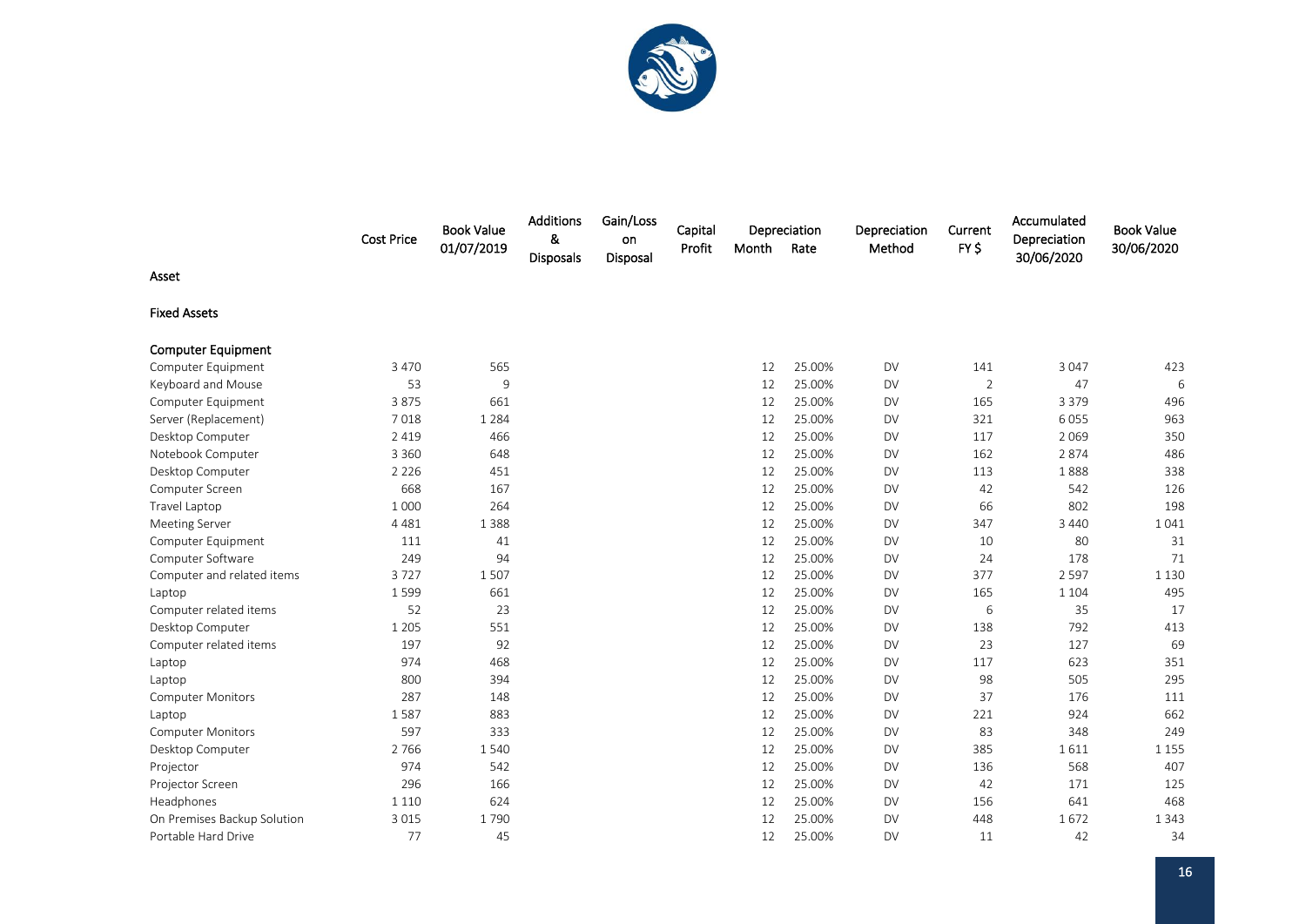| Asset | Cost Price | Book Value 01/07/2019 | Additions & Disposals | Gain/Loss on Disposal | Capital Profit | Depreciation Month | Depreciation Rate | Depreciation Method | Current FY $ | Accumulated Depreciation 30/06/2020 | Book Value 30/06/2020 |
|---|---|---|---|---|---|---|---|---|---|---|---|
| **Fixed Assets** | | | | | | | | | | | |
| **Computer Equipment** | | | | | | | | | | | |
| Computer Equipment | 3 470 | 565 | | | | 12 | 25.00% | DV | 141 | 3 047 | 423 |
| Keyboard and Mouse | 53 | 9 | | | | 12 | 25.00% | DV | 2 | 47 | 6 |
| Computer Equipment | 3 875 | 661 | | | | 12 | 25.00% | DV | 165 | 3 379 | 496 |
| Server (Replacement) | 7 018 | 1 284 | | | | 12 | 25.00% | DV | 321 | 6 055 | 963 |
| Desktop Computer | 2 419 | 466 | | | | 12 | 25.00% | DV | 117 | 2 069 | 350 |
| Notebook Computer | 3 360 | 648 | | | | 12 | 25.00% | DV | 162 | 2 874 | 486 |
| Desktop Computer | 2 226 | 451 | | | | 12 | 25.00% | DV | 113 | 1 888 | 338 |
| Computer Screen | 668 | 167 | | | | 12 | 25.00% | DV | 42 | 542 | 126 |
| Travel Laptop | 1 000 | 264 | | | | 12 | 25.00% | DV | 66 | 802 | 198 |
| Meeting Server | 4 481 | 1 388 | | | | 12 | 25.00% | DV | 347 | 3 440 | 1 041 |
| Computer Equipment | 111 | 41 | | | | 12 | 25.00% | DV | 10 | 80 | 31 |
| Computer Software | 249 | 94 | | | | 12 | 25.00% | DV | 24 | 178 | 71 |
| Computer and related items | 3 727 | 1 507 | | | | 12 | 25.00% | DV | 377 | 2 597 | 1 130 |
| Laptop | 1 599 | 661 | | | | 12 | 25.00% | DV | 165 | 1 104 | 495 |
| Computer related items | 52 | 23 | | | | 12 | 25.00% | DV | 6 | 35 | 17 |
| Desktop Computer | 1 205 | 551 | | | | 12 | 25.00% | DV | 138 | 792 | 413 |
| Computer related items | 197 | 92 | | | | 12 | 25.00% | DV | 23 | 127 | 69 |
| Laptop | 974 | 468 | | | | 12 | 25.00% | DV | 117 | 623 | 351 |
| Laptop | 800 | 394 | | | | 12 | 25.00% | DV | 98 | 505 | 295 |
| Computer Monitors | 287 | 148 | | | | 12 | 25.00% | DV | 37 | 176 | 111 |
| Laptop | 1 587 | 883 | | | | 12 | 25.00% | DV | 221 | 924 | 662 |
| Computer Monitors | 597 | 333 | | | | 12 | 25.00% | DV | 83 | 348 | 249 |
| Desktop Computer | 2 766 | 1 540 | | | | 12 | 25.00% | DV | 385 | 1 611 | 1 155 |
| Projector | 974 | 542 | | | | 12 | 25.00% | DV | 136 | 568 | 407 |
| Projector Screen | 296 | 166 | | | | 12 | 25.00% | DV | 42 | 171 | 125 |
| Headphones | 1 110 | 624 | | | | 12 | 25.00% | DV | 156 | 641 | 468 |
| On Premises Backup Solution | 3 015 | 1 790 | | | | 12 | 25.00% | DV | 448 | 1 672 | 1 343 |
| Portable Hard Drive | 77 | 45 | | | | 12 | 25.00% | DV | 11 | 42 | 34 |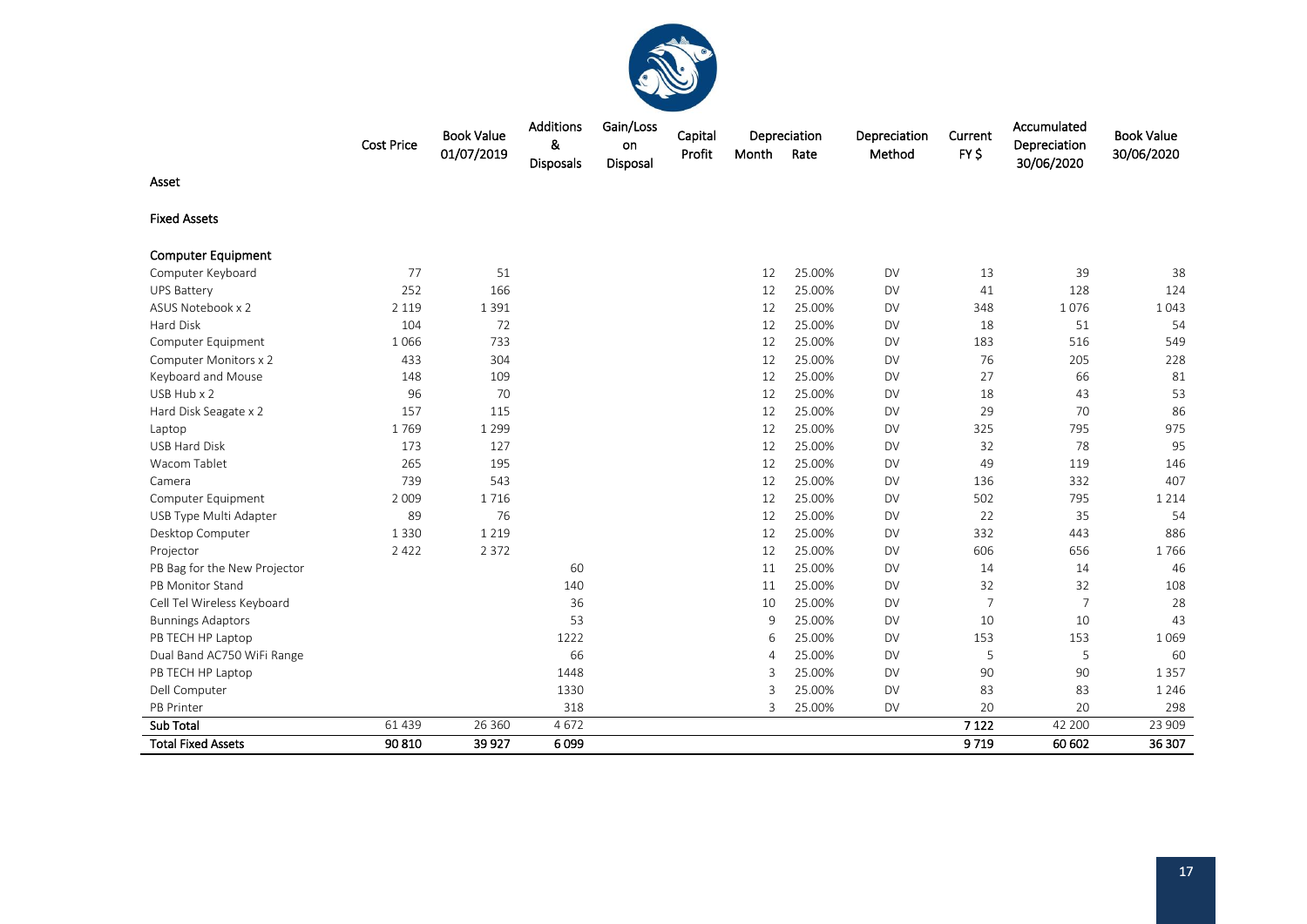| Asset | Cost Price | Book Value 01/07/2019 | Additions & Disposals | Gain/Loss on Disposal | Capital Profit | Depreciation Month | Depreciation Rate | Depreciation Method | Current FY $ | Accumulated Depreciation 30/06/2020 | Book Value 30/06/2020 |
|---|---|---|---|---|---|---|---|---|---|---|---|
| **Fixed Assets** | | | | | | | | | | | |
| **Computer Equipment** | | | | | | | | | | | |
| Computer Keyboard | 77 | 51 | | | | 12 | 25.00% | DV | 13 | 39 | 38 |
| UPS Battery | 252 | 166 | | | | 12 | 25.00% | DV | 41 | 128 | 124 |
| ASUS Notebook x 2 | 2 119 | 1 391 | | | | 12 | 25.00% | DV | 348 | 1 076 | 1 043 |
| Hard Disk | 104 | 72 | | | | 12 | 25.00% | DV | 18 | 51 | 54 |
| Computer Equipment | 1 066 | 733 | | | | 12 | 25.00% | DV | 183 | 516 | 549 |
| Computer Monitors x 2 | 433 | 304 | | | | 12 | 25.00% | DV | 76 | 205 | 228 |
| Keyboard and Mouse | 148 | 109 | | | | 12 | 25.00% | DV | 27 | 66 | 81 |
| USB Hub x 2 | 96 | 70 | | | | 12 | 25.00% | DV | 18 | 43 | 53 |
| Hard Disk Seagate x 2 | 157 | 115 | | | | 12 | 25.00% | DV | 29 | 70 | 86 |
| Laptop | 1 769 | 1 299 | | | | 12 | 25.00% | DV | 325 | 795 | 975 |
| USB Hard Disk | 173 | 127 | | | | 12 | 25.00% | DV | 32 | 78 | 95 |
| Wacom Tablet | 265 | 195 | | | | 12 | 25.00% | DV | 49 | 119 | 146 |
| Camera | 739 | 543 | | | | 12 | 25.00% | DV | 136 | 332 | 407 |
| Computer Equipment | 2 009 | 1 716 | | | | 12 | 25.00% | DV | 502 | 795 | 1 214 |
| USB Type Multi Adapter | 89 | 76 | | | | 12 | 25.00% | DV | 22 | 35 | 54 |
| Desktop Computer | 1 330 | 1 219 | | | | 12 | 25.00% | DV | 332 | 443 | 886 |
| Projector | 2 422 | 2 372 | | | | 12 | 25.00% | DV | 606 | 656 | 1 766 |
| PB Bag for the New Projector | | | 60 | | | 11 | 25.00% | DV | 14 | 14 | 46 |
| PB Monitor Stand | | | 140 | | | 11 | 25.00% | DV | 32 | 32 | 108 |
| Cell Tel Wireless Keyboard | | | 36 | | | 10 | 25.00% | DV | 7 | 7 | 28 |
| Bunnings Adaptors | | | 53 | | | 9 | 25.00% | DV | 10 | 10 | 43 |
| PB TECH HP Laptop | | | 1222 | | | 6 | 25.00% | DV | 153 | 153 | 1 069 |
| Dual Band AC750 WiFi Range | | | 66 | | | 4 | 25.00% | DV | 5 | 5 | 60 |
| PB TECH HP Laptop | | | 1448 | | | 3 | 25.00% | DV | 90 | 90 | 1 357 |
| Dell Computer | | | 1330 | | | 3 | 25.00% | DV | 83 | 83 | 1 246 |
| PB Printer | | | 318 | | | 3 | 25.00% | DV | 20 | 20 | 298 |
| **Sub Total** | 61 439 | 26 360 | 4 672 | | | | | | **7 122** | 42 200 | 23 909 |
| **Total Fixed Assets** | **90 810** | **39 927** | **6 099** | | | | | | **9 719** | **60 602** | **36 307** |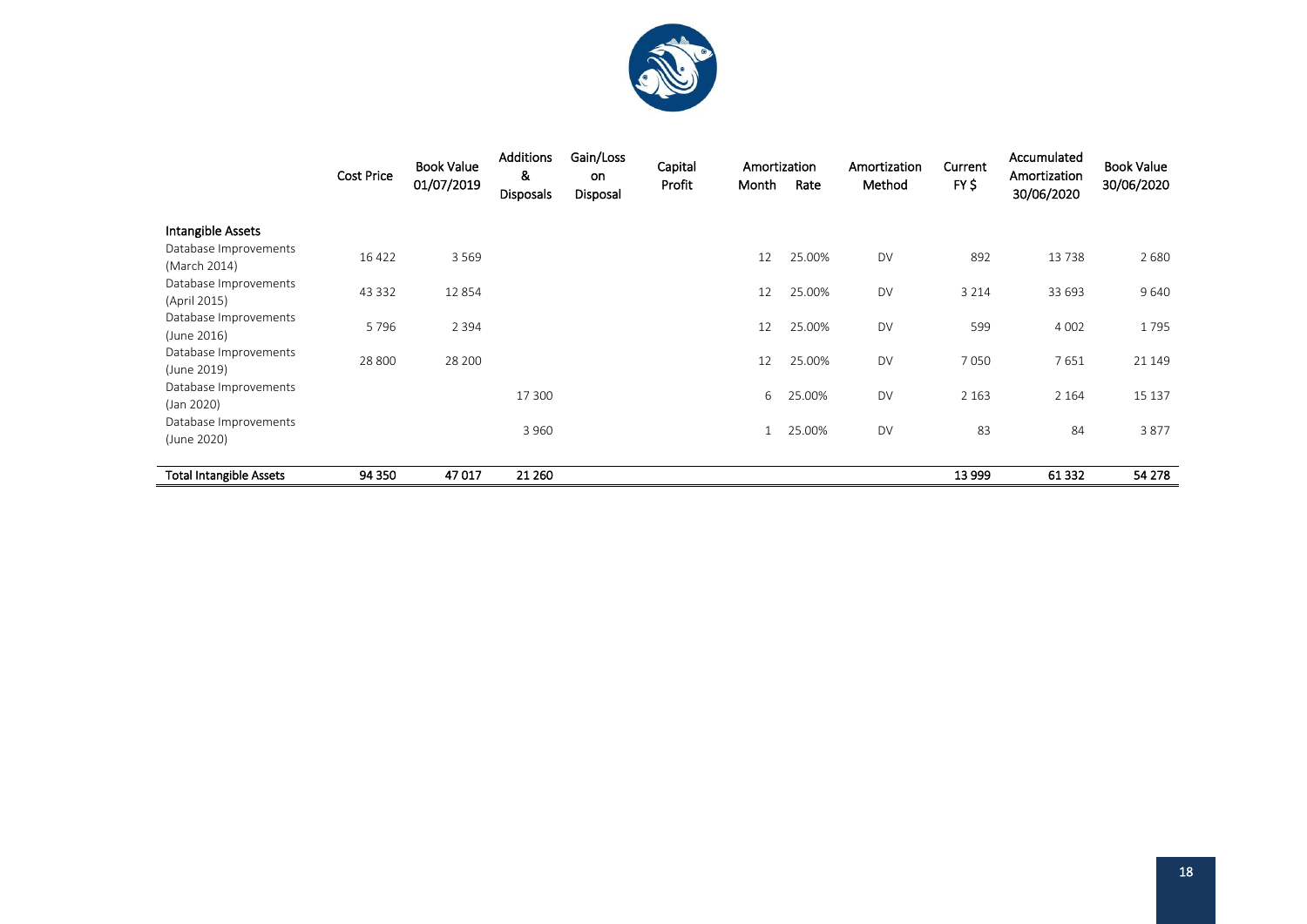| | Cost Price | Book Value 01/07/2019 | Additions & Disposals | Gain/Loss on Disposal | Capital Profit | Amortization Month | Amortization Rate | Amortization Method | Current FY $ | Accumulated Amortization 30/06/2020 | Book Value 30/06/2020 |
|---|---|---|---|---|---|---|---|---|---|---|---|
| **Intangible Assets** | | | | | | | | | | | |
| Database Improvements (March 2014) | 16 422 | 3 569 | | | | 12 | 25.00% | DV | 892 | 13 738 | 2 680 |
| Database Improvements (April 2015) | 43 332 | 12 854 | | | | 12 | 25.00% | DV | 3 214 | 33 693 | 9 640 |
| Database Improvements (June 2016) | 5 796 | 2 394 | | | | 12 | 25.00% | DV | 599 | 4 002 | 1 795 |
| Database Improvements (June 2019) | 28 800 | 28 200 | | | | 12 | 25.00% | DV | 7 050 | 7 651 | 21 149 |
| Database Improvements (Jan 2020) | | | 17 300 | | | 6 | 25.00% | DV | 2 163 | 2 164 | 15 137 |
| Database Improvements (June 2020) | | | 3 960 | | | 1 | 25.00% | DV | 83 | 84 | 3 877 |
| **Total Intangible Assets** | **94 350** | **47 017** | **21 260** | | | | | | **13 999** | **61 332** | **54 278** |